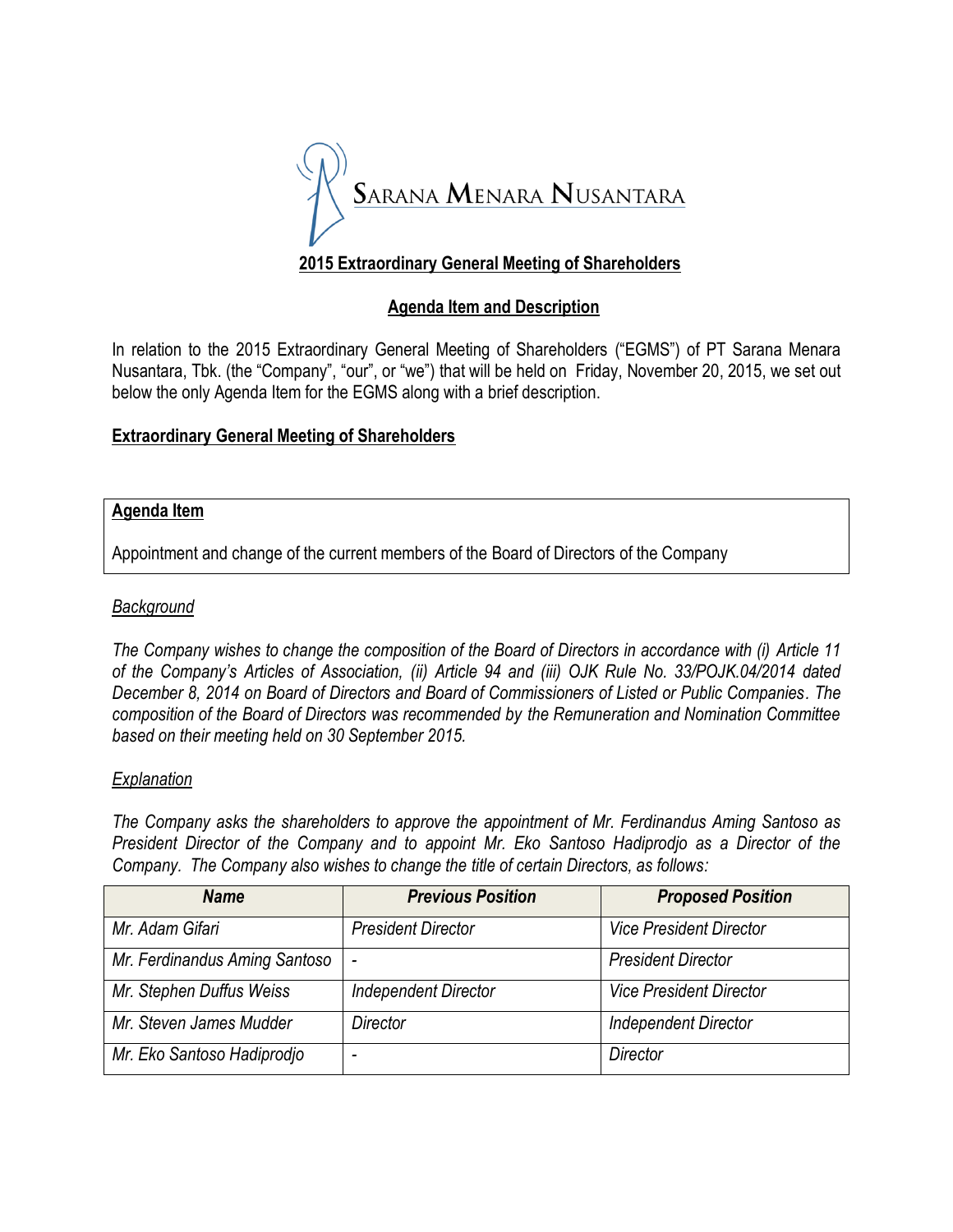SARANA MENARA NUSANTARA

## 2015 Extraordinary General Meeting of Shareholders

### Agenda Item and Description

In relation to the 2015 Extraordinary General Meeting of Shareholders ("EGMS") of PT Sarana Menara Nusantara, Tbk. (the "Company", "our", or "we") that will be held on Friday, November 20, 2015, we set out below the only Agenda Item for the EGMS along with a brief description.

**Extraordinary General Meeting of Shareholders**

| **Agenda Item** |
| --- |
| Appointment and change of the current members of the Board of Directors of the Company |

*Background*

*The Company wishes to change the composition of the Board of Directors in accordance with (i) Article 11 of the Company's Articles of Association, (ii) Article 94 and (iii) OJK Rule No. 33/POJK.04/2014 dated December 8, 2014 on Board of Directors and Board of Commissioners of Listed or Public Companies. The composition of the Board of Directors was recommended by the Remuneration and Nomination Committee based on their meeting held on 30 September 2015.*

*Explanation*

*The Company asks the shareholders to approve the appointment of Mr. Ferdinandus Aming Santoso as President Director of the Company and to appoint Mr. Eko Santoso Hadiprodjo as a Director of the Company. The Company also wishes to change the title of certain Directors, as follows:*

| ***Name*** | ***Previous Position*** | ***Proposed Position*** |
| --- | --- | --- |
| *Mr. Adam Gifari* | *President Director* | *Vice President Director* |
| *Mr. Ferdinandus Aming Santoso* | - | *President Director* |
| *Mr. Stephen Duffus Weiss* | *Independent Director* | *Vice President Director* |
| *Mr. Steven James Mudder* | *Director* | *Independent Director* |
| *Mr. Eko Santoso Hadiprodjo* | - | *Director* |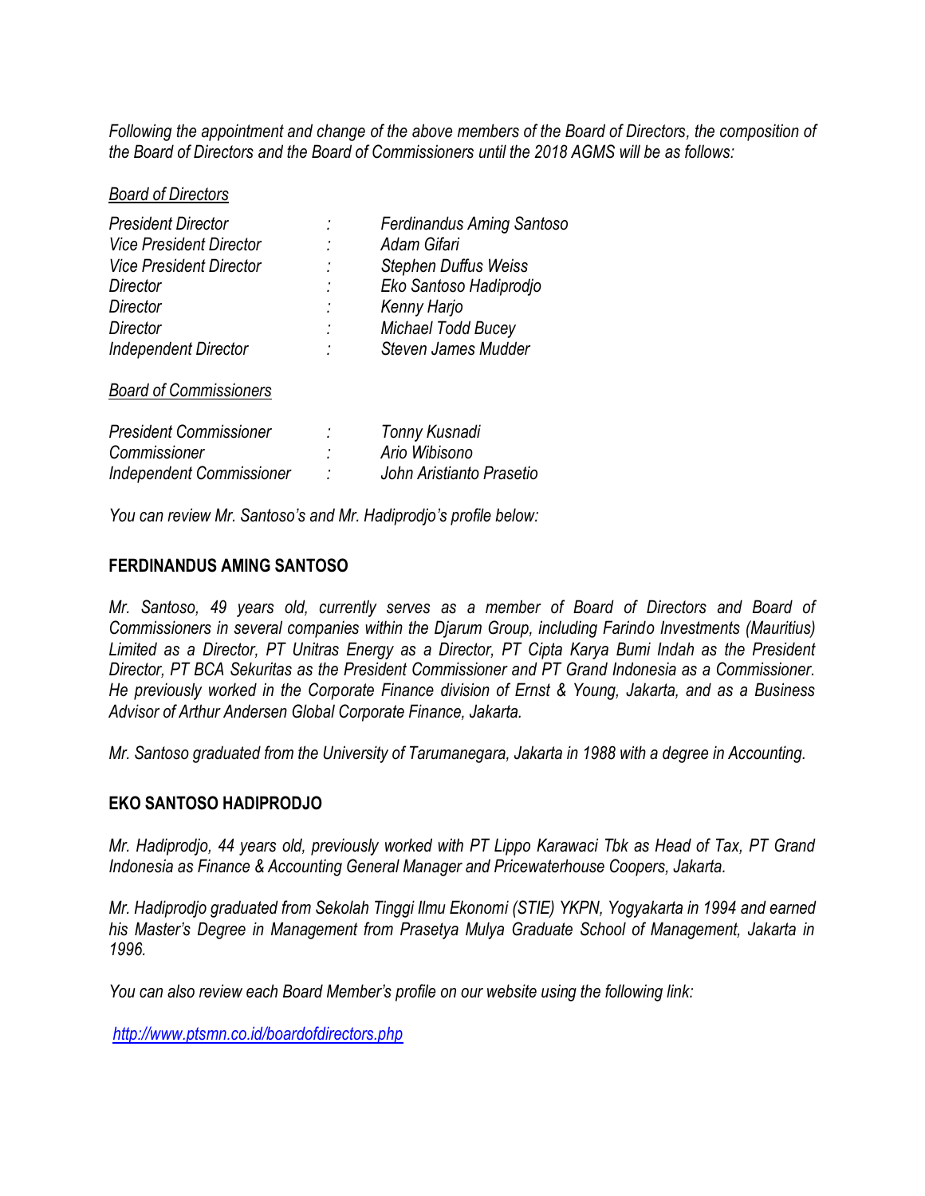*Following the appointment and change of the above members of the Board of Directors, the composition of the Board of Directors and the Board of Commissioners until the 2018 AGMS will be as follows:*

*Board of Directors*

| | | |
|---|---|---|
| *President Director* | : | *Ferdinandus Aming Santoso* |
| *Vice President Director* | : | *Adam Gifari* |
| *Vice President Director* | : | *Stephen Duffus Weiss* |
| *Director* | : | *Eko Santoso Hadiprodjo* |
| *Director* | : | *Kenny Harjo* |
| *Director* | : | *Michael Todd Bucey* |
| *Independent Director* | : | *Steven James Mudder* |

*Board of Commissioners*

| | | |
|---|---|---|
| *President Commissioner* | : | *Tonny Kusnadi* |
| *Commissioner* | : | *Ario Wibisono* |
| *Independent Commissioner* | : | *John Aristianto Prasetio* |

*You can review Mr. Santoso's and Mr. Hadiprodjo's profile below:*

**FERDINANDUS AMING SANTOSO**

*Mr. Santoso, 49 years old, currently serves as a member of Board of Directors and Board of Commissioners in several companies within the Djarum Group, including Farindo Investments (Mauritius) Limited as a Director, PT Unitras Energy as a Director, PT Cipta Karya Bumi Indah as the President Director, PT BCA Sekuritas as the President Commissioner and PT Grand Indonesia as a Commissioner. He previously worked in the Corporate Finance division of Ernst & Young, Jakarta, and as a Business Advisor of Arthur Andersen Global Corporate Finance, Jakarta.*

*Mr. Santoso graduated from the University of Tarumanegara, Jakarta in 1988 with a degree in Accounting.*

**EKO SANTOSO HADIPRODJO**

*Mr. Hadiprodjo, 44 years old, previously worked with PT Lippo Karawaci Tbk as Head of Tax, PT Grand Indonesia as Finance & Accounting General Manager and Pricewaterhouse Coopers, Jakarta.*

*Mr. Hadiprodjo graduated from Sekolah Tinggi Ilmu Ekonomi (STIE) YKPN, Yogyakarta in 1994 and earned his Master's Degree in Management from Prasetya Mulya Graduate School of Management, Jakarta in 1996.*

*You can also review each Board Member's profile on our website using the following link:*

*http://www.ptsmn.co.id/boardofdirectors.php*